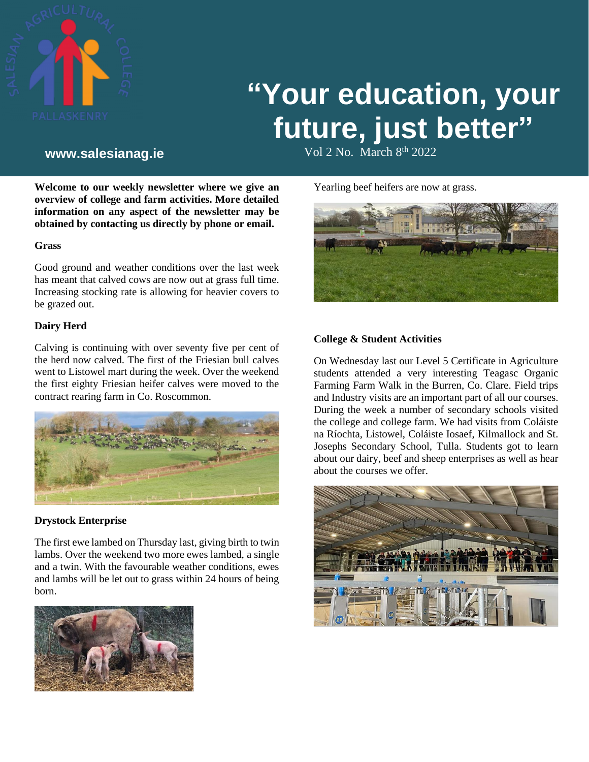# "Your education, your future, just better"

**www.salesianag.ie**

Vol 2 No. March 8th 2022

**Welcome to our weekly newsletter where we give an overview of college and farm activities. More detailed information on any aspect of the newsletter may be obtained by contacting us directly by phone or email.**

### Grass

Good ground and weather conditions over the last week has meant that calved cows are now out at grass full time. Increasing stocking rate is allowing for heavier covers to be grazed out.

### Dairy Herd

Calving is continuing with over seventy five per cent of the herd now calved. The first of the Friesian bull calves went to Listowel mart during the week. Over the weekend the first eighty Friesian heifer calves were moved to the contract rearing farm in Co. Roscommon.

### Drystock Enterprise

The first ewe lambed on Thursday last, giving birth to twin lambs. Over the weekend two more ewes lambed, a single and a twin. With the favourable weather conditions, ewes and lambs will be let out to grass within 24 hours of being born.

Yearling beef heifers are now at grass.

### College & Student Activities

On Wednesday last our Level 5 Certificate in Agriculture students attended a very interesting Teagasc Organic Farming Farm Walk in the Burren, Co. Clare. Field trips and Industry visits are an important part of all our courses. During the week a number of secondary schools visited the college and college farm. We had visits from Coláiste na Ríochta, Listowel, Coláiste Iosaef, Kilmallock and St. Josephs Secondary School, Tulla. Students got to learn about our dairy, beef and sheep enterprises as well as hear about the courses we offer.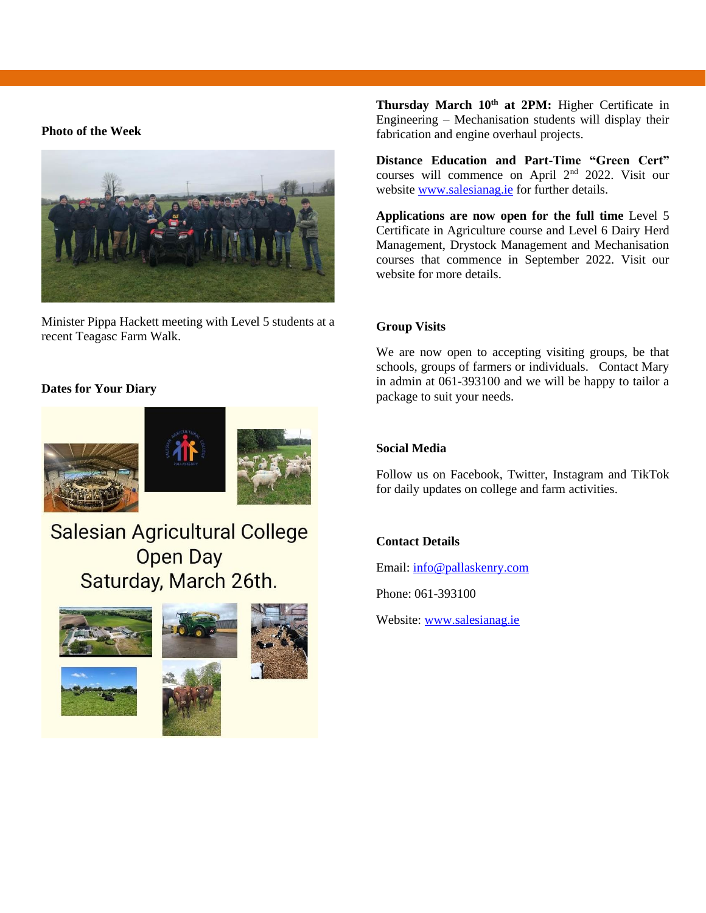### Photo of the Week

Minister Pippa Hackett meeting with Level 5 students at a recent Teagasc Farm Walk.

### Dates for Your Diary

Salesian Agricultural College Open Day
Saturday, March 26th.

**Thursday March 10th at 2PM:** Higher Certificate in Engineering – Mechanisation students will display their fabrication and engine overhaul projects.

**Distance Education and Part-Time "Green Cert"** courses will commence on April 2nd 2022. Visit our website www.salesianag.ie for further details.

**Applications are now open for the full time** Level 5 Certificate in Agriculture course and Level 6 Dairy Herd Management, Drystock Management and Mechanisation courses that commence in September 2022. Visit our website for more details.

### Group Visits

We are now open to accepting visiting groups, be that schools, groups of farmers or individuals. Contact Mary in admin at 061-393100 and we will be happy to tailor a package to suit your needs.

### Social Media

Follow us on Facebook, Twitter, Instagram and TikTok for daily updates on college and farm activities.

### Contact Details

Email: info@pallaskenry.com

Phone: 061-393100

Website: www.salesianag.ie